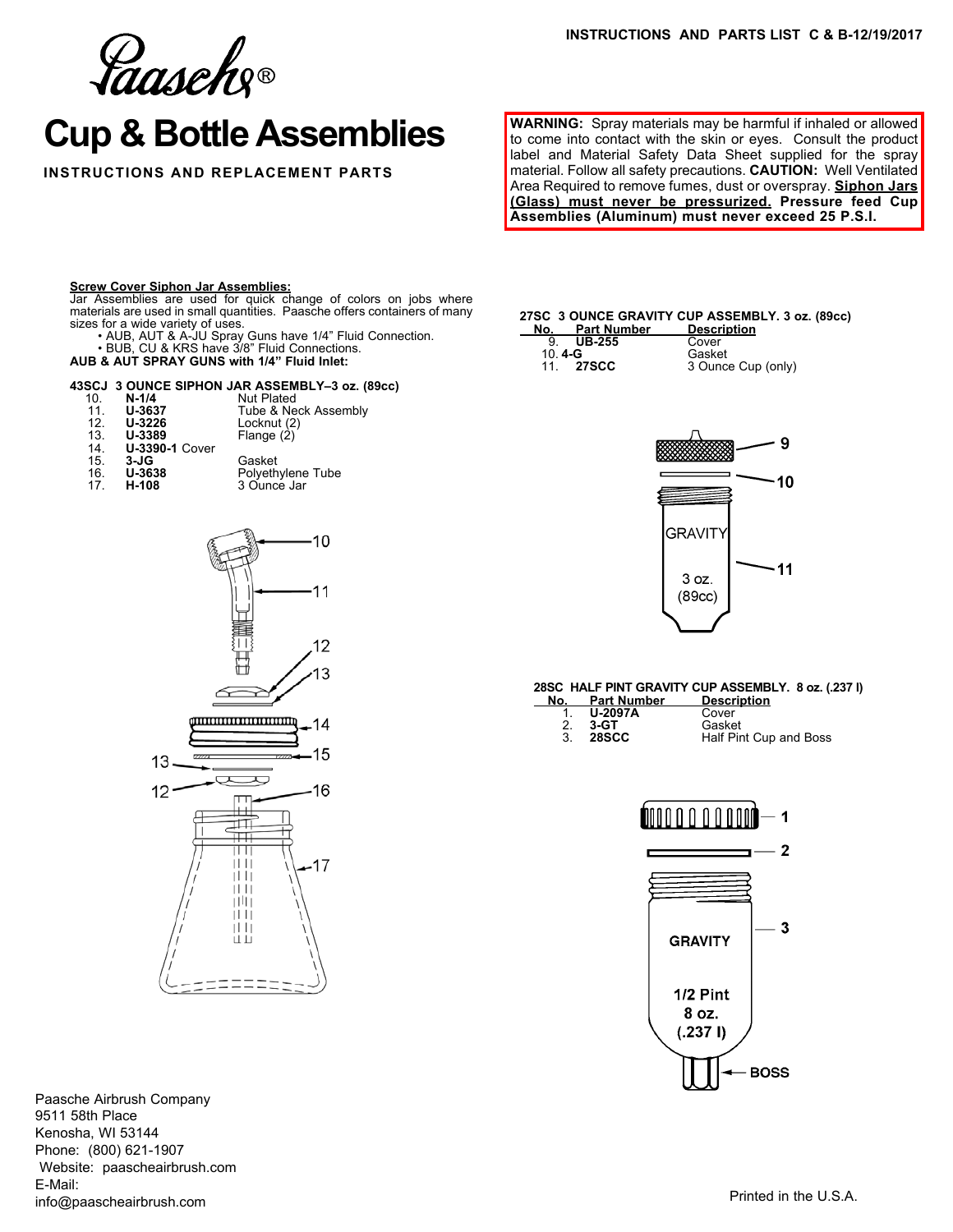INSTRUCTIONS AND PARTS LIST C & B-12/19/2017

Paasche®

# Cup & Bottle Assemblies

**INSTRUCTIONS AND REPLACEMENT PARTS**

**WARNING:** Spray materials may be harmful if inhaled or allowed to come into contact with the skin or eyes. Consult the product label and Material Safety Data Sheet supplied for the spray material. Follow all safety precautions. **CAUTION:** Well Ventilated Area Required to remove fumes, dust or overspray. **Siphon Jars (Glass) must never be pressurized. Pressure feed Cup Assemblies (Aluminum) must never exceed 25 P.S.I.**

**Screw Cover Siphon Jar Assemblies:**
Jar Assemblies are used for quick change of colors on jobs where materials are used in small quantities. Paasche offers containers of many sizes for a wide variety of uses.

- AUB, AUT & A-JU Spray Guns have 1/4" Fluid Connection.
- BUB, CU & KRS have 3/8" Fluid Connections.

**AUB & AUT SPRAY GUNS with 1/4" Fluid Inlet:**

**43SCJ 3 OUNCE SIPHON JAR ASSEMBLY–3 oz. (89cc)**

| No. | Part Number | Description |
|---|---|---|
| 10. | **N-1/4** | Nut Plated |
| 11. | **U-3637** | Tube & Neck Assembly |
| 12. | **U-3226** | Locknut (2) |
| 13. | **U-3389** | Flange (2) |
| 14. | **U-3390-1** | Cover |
| 15. | **3-JG** | Gasket |
| 16. | **U-3638** | Polyethylene Tube |
| 17. | **H-108** | 3 Ounce Jar |

**27SC 3 OUNCE GRAVITY CUP ASSEMBLY. 3 oz. (89cc)**

| No. | Part Number | Description |
|---|---|---|
| 9. | **UB-255** | Cover |
| 10. | **4-G** | Gasket |
| 11. | **27SCC** | 3 Ounce Cup (only) |

**28SC HALF PINT GRAVITY CUP ASSEMBLY. 8 oz. (.237 l)**

| No. | Part Number | Description |
|---|---|---|
| 1. | **U-2097A** | Cover |
| 2. | **3-GT** | Gasket |
| 3. | **28SCC** | Half Pint Cup and Boss |

Paasche Airbrush Company
9511 58th Place
Kenosha, WI 53144
Phone: (800) 621-1907
Website: paascheairbrush.com
E-Mail:
info@paascheairbrush.com

Printed in the U.S.A.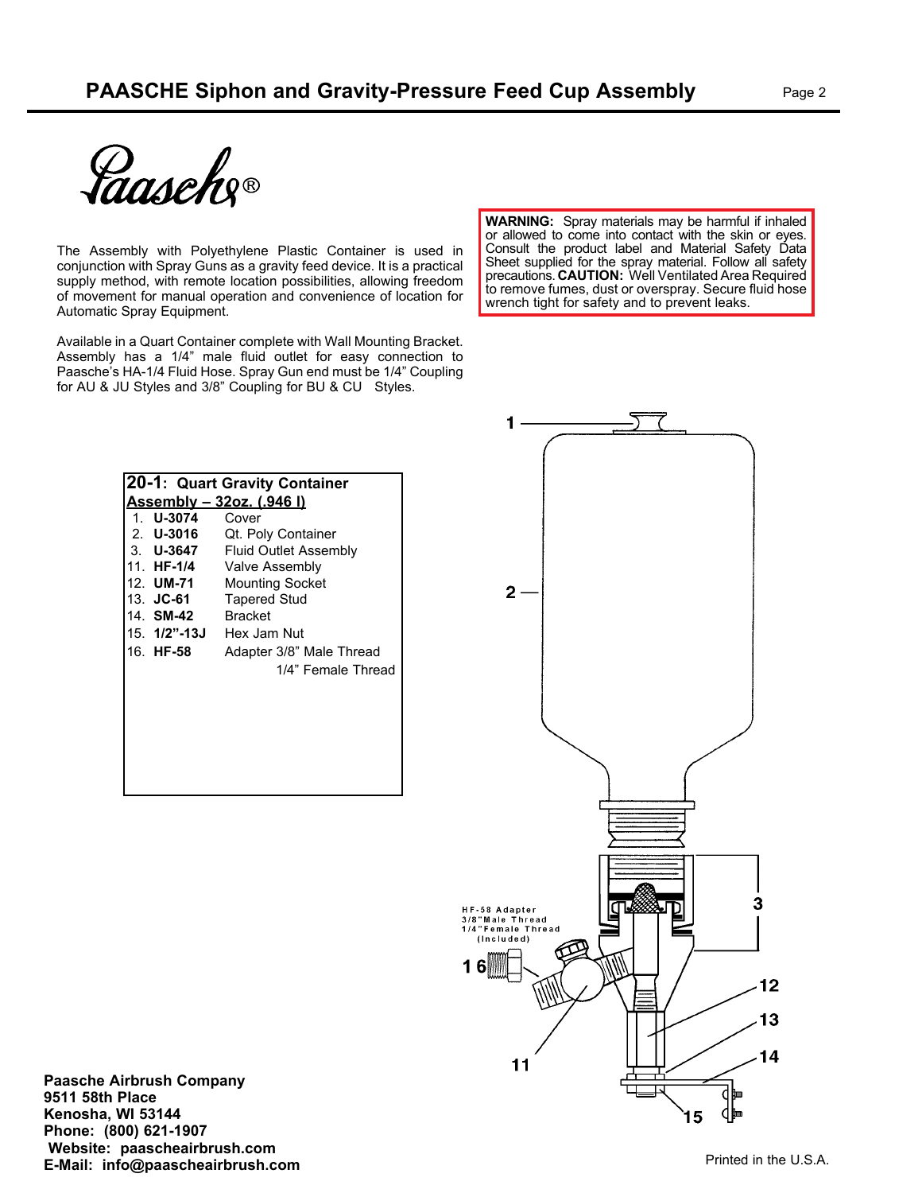Paasche®

The Assembly with Polyethylene Plastic Container is used in conjunction with Spray Guns as a gravity feed device. It is a practical supply method, with remote location possibilities, allowing freedom of movement for manual operation and convenience of location for Automatic Spray Equipment.

Available in a Quart Container complete with Wall Mounting Bracket. Assembly has a 1/4" male fluid outlet for easy connection to Paasche's HA-1/4 Fluid Hose. Spray Gun end must be 1/4" Coupling for AU & JU Styles and 3/8" Coupling for BU & CU Styles.

**WARNING:** Spray materials may be harmful if inhaled or allowed to come into contact with the skin or eyes. Consult the product label and Material Safety Data Sheet supplied for the spray material. Follow all safety precautions. **CAUTION:** Well Ventilated Area Required to remove fumes, dust or overspray. Secure fluid hose wrench tight for safety and to prevent leaks.

**20-1: Quart Gravity Container Assembly – 32oz. (.946 l)**

| | | |
|---|---|---|
| 1. | **U-3074** | Cover |
| 2. | **U-3016** | Qt. Poly Container |
| 3. | **U-3647** | Fluid Outlet Assembly |
| 11. | **HF-1/4** | Valve Assembly |
| 12. | **UM-71** | Mounting Socket |
| 13. | **JC-61** | Tapered Stud |
| 14. | **SM-42** | Bracket |
| 15. | **1/2"-13J** | Hex Jam Nut |
| 16. | **HF-58** | Adapter 3/8" Male Thread 1/4" Female Thread |

HF-58 Adapter
3/8"Male Thread
1/4"Female Thread
(Included)

1
2
3
11
12
13
14
15
16

**Paasche Airbrush Company**
**9511 58th Place**
**Kenosha, WI 53144**
**Phone: (800) 621-1907**
**Website: paascheairbrush.com**
**E-Mail: info@paascheairbrush.com**

Printed in the U.S.A.